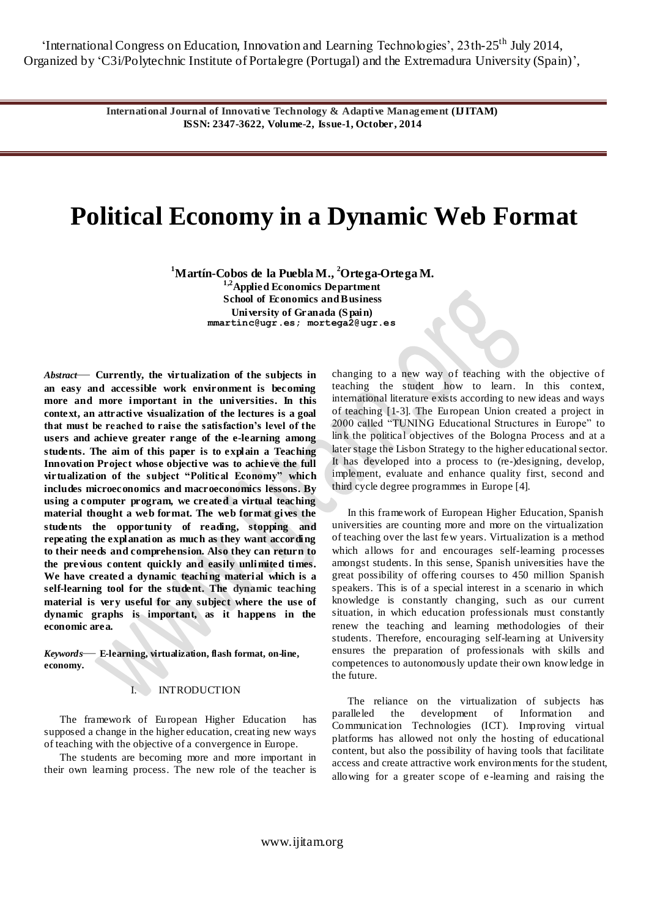'International Congress on Education, Innovation and Learning Technologies', 23th-25th July 2014, Organized by 'C3i/Polytechnic Institute of Portalegre (Portugal) and the Extremadura University (Spain)',

# Political Economy in a Dynamic Web Format

**[1]Martín-Cobos de la Puebla M., [2]Ortega-Ortega M.**
**[1,2]Applied Economics Department**
**School of Economics and Business**
**University of Granada (Spain)**
mmartinc@ugr.es; mortega2@ugr.es

***Abstract*— Currently, the virtualization of the subjects in an easy and accessible work environment is becoming more and more important in the universities. In this context, an attractive visualization of the lectures is a goal that must be reached to raise the satisfaction's level of the users and achieve greater range of the e-learning among students. The aim of this paper is to explain a Teaching Innovation Project whose objective was to achieve the full virtualization of the subject "Political Economy" which includes microeconomics and macroeconomics lessons. By using a computer program, we created a virtual teaching material thought a web format. The web format gives the students the opportunity of reading, stopping and repeating the explanation as much as they want according to their needs and comprehension. Also they can return to the previous content quickly and easily unlimited times. We have created a dynamic teaching material which is a self-learning tool for the student. The dynamic teaching material is very useful for any subject where the use of dynamic graphs is important, as it happens in the economic area.**

***Keywords*— E-learning, virtualization, flash format, on-line, economy.**

## I. INTRODUCTION

The framework of European Higher Education has supposed a change in the higher education, creating new ways of teaching with the objective of a convergence in Europe.

The students are becoming more and more important in their own learning process. The new role of the teacher is changing to a new way of teaching with the objective of teaching the student how to learn. In this context, international literature exists according to new ideas and ways of teaching [1-3]. The European Union created a project in 2000 called "TUNING Educational Structures in Europe" to link the political objectives of the Bologna Process and at a later stage the Lisbon Strategy to the higher educational sector. It has developed into a process to (re-)designing, develop, implement, evaluate and enhance quality first, second and third cycle degree programmes in Europe [4].

In this framework of European Higher Education, Spanish universities are counting more and more on the virtualization of teaching over the last few years. Virtualization is a method which allows for and encourages self-learning processes amongst students. In this sense, Spanish universities have the great possibility of offering courses to 450 million Spanish speakers. This is of a special interest in a scenario in which knowledge is constantly changing, such as our current situation, in which education professionals must constantly renew the teaching and learning methodologies of their students. Therefore, encouraging self-learning at University ensures the preparation of professionals with skills and competences to autonomously update their own knowledge in the future.

The reliance on the virtualization of subjects has paralleled the development of Information and Communication Technologies (ICT). Improving virtual platforms has allowed not only the hosting of educational content, but also the possibility of having tools that facilitate access and create attractive work environments for the student, allowing for a greater scope of e-learning and raising the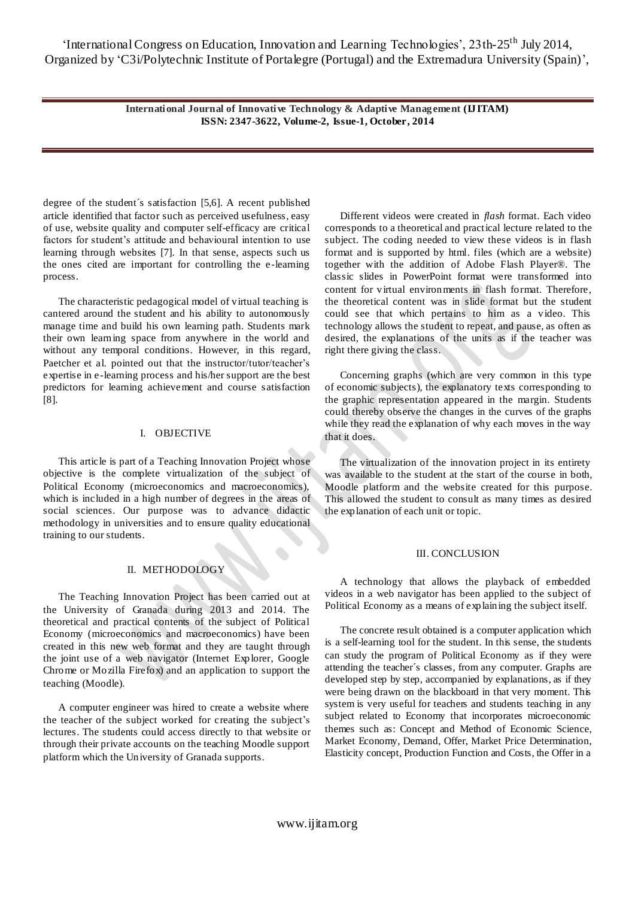degree of the student´s satisfaction [5,6]. A recent published article identified that factor such as perceived usefulness, easy of use, website quality and computer self-efficacy are critical factors for student's attitude and behavioural intention to use learning through websites [7]. In that sense, aspects such us the ones cited are important for controlling the e-learning process.

The characteristic pedagogical model of virtual teaching is cantered around the student and his ability to autonomously manage time and build his own learning path. Students mark their own learning space from anywhere in the world and without any temporal conditions. However, in this regard, Paetcher et al. pointed out that the instructor/tutor/teacher's expertise in e-learning process and his/her support are the best predictors for learning achievement and course satisfaction [8].

## I. OBJECTIVE

This article is part of a Teaching Innovation Project whose objective is the complete virtualization of the subject of Political Economy (microeconomics and macroeconomics), which is included in a high number of degrees in the areas of social sciences. Our purpose was to advance didactic methodology in universities and to ensure quality educational training to our students.

## II. METHODOLOGY

The Teaching Innovation Project has been carried out at the University of Granada during 2013 and 2014. The theoretical and practical contents of the subject of Political Economy (microeconomics and macroeconomics) have been created in this new web format and they are taught through the joint use of a web navigator (Internet Explorer, Google Chrome or Mozilla Firefox) and an application to support the teaching (Moodle).

A computer engineer was hired to create a website where the teacher of the subject worked for creating the subject's lectures. The students could access directly to that website or through their private accounts on the teaching Moodle support platform which the University of Granada supports.

Different videos were created in *flash* format. Each video corresponds to a theoretical and practical lecture related to the subject. The coding needed to view these videos is in flash format and is supported by html. files (which are a website) together with the addition of Adobe Flash Player®. The classic slides in PowerPoint format were transformed into content for virtual environments in flash format. Therefore, the theoretical content was in slide format but the student could see that which pertains to him as a video. This technology allows the student to repeat, and pause, as often as desired, the explanations of the units as if the teacher was right there giving the class.

Concerning graphs (which are very common in this type of economic subjects), the explanatory texts corresponding to the graphic representation appeared in the margin. Students could thereby observe the changes in the curves of the graphs while they read the explanation of why each moves in the way that it does.

The virtualization of the innovation project in its entirety was available to the student at the start of the course in both, Moodle platform and the website created for this purpose. This allowed the student to consult as many times as desired the explanation of each unit or topic.

## III. CONCLUSION

A technology that allows the playback of embedded videos in a web navigator has been applied to the subject of Political Economy as a means of explaining the subject itself.

The concrete result obtained is a computer application which is a self-learning tool for the student. In this sense, the students can study the program of Political Economy as if they were attending the teacher´s classes, from any computer. Graphs are developed step by step, accompanied by explanations, as if they were being drawn on the blackboard in that very moment. This system is very useful for teachers and students teaching in any subject related to Economy that incorporates microeconomic themes such as: Concept and Method of Economic Science, Market Economy, Demand, Offer, Market Price Determination, Elasticity concept, Production Function and Costs, the Offer in a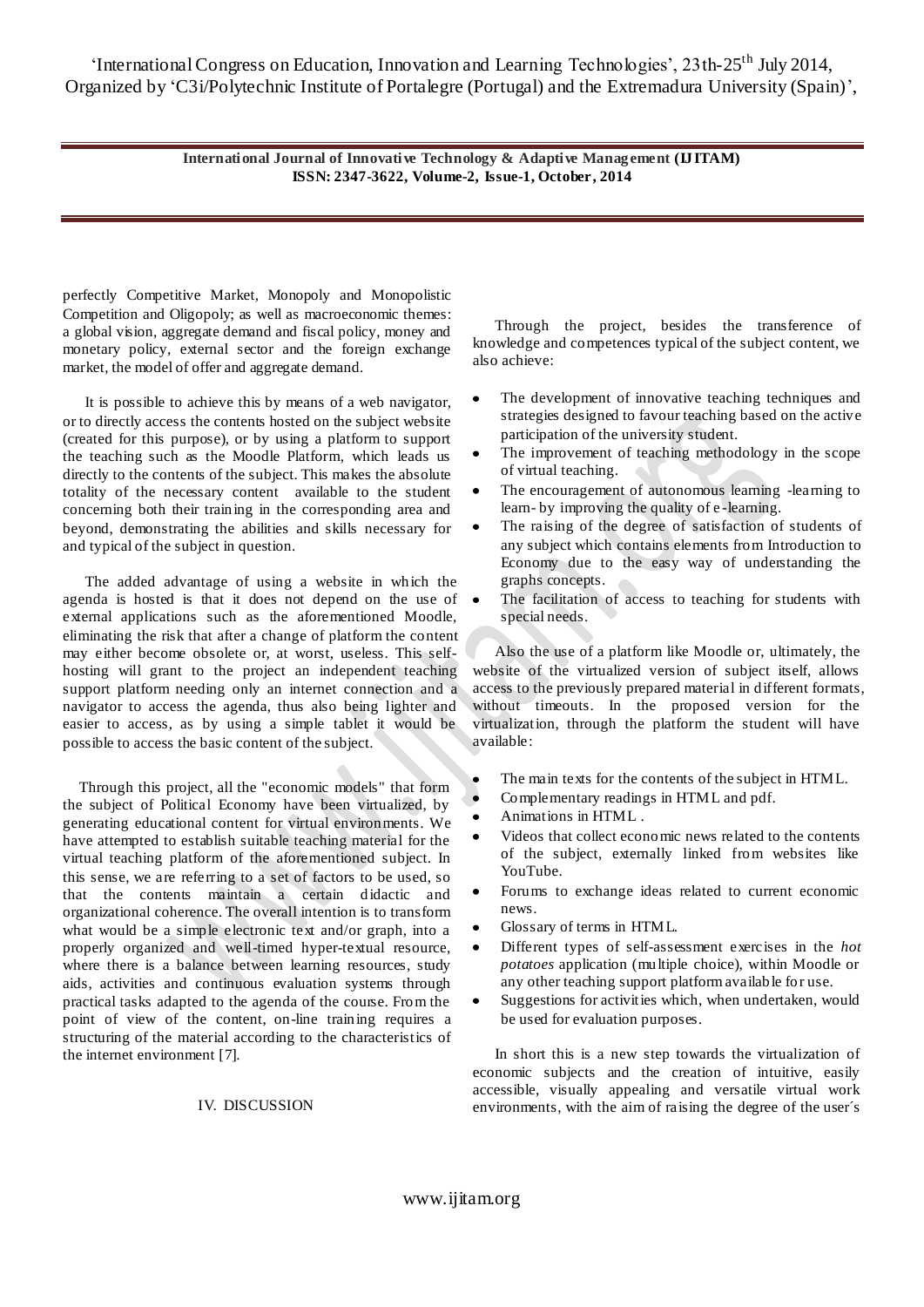perfectly Competitive Market, Monopoly and Monopolistic Competition and Oligopoly; as well as macroeconomic themes: a global vision, aggregate demand and fiscal policy, money and monetary policy, external sector and the foreign exchange market, the model of offer and aggregate demand.

It is possible to achieve this by means of a web navigator, or to directly access the contents hosted on the subject website (created for this purpose), or by using a platform to support the teaching such as the Moodle Platform, which leads us directly to the contents of the subject. This makes the absolute totality of the necessary content available to the student concerning both their training in the corresponding area and beyond, demonstrating the abilities and skills necessary for and typical of the subject in question.

The added advantage of using a website in which the agenda is hosted is that it does not depend on the use of external applications such as the aforementioned Moodle, eliminating the risk that after a change of platform the content may either become obsolete or, at worst, useless. This self-hosting will grant to the project an independent teaching support platform needing only an internet connection and a navigator to access the agenda, thus also being lighter and easier to access, as by using a simple tablet it would be possible to access the basic content of the subject.

Through this project, all the "economic models" that form the subject of Political Economy have been virtualized, by generating educational content for virtual environments. We have attempted to establish suitable teaching material for the virtual teaching platform of the aforementioned subject. In this sense, we are referring to a set of factors to be used, so that the contents maintain a certain didactic and organizational coherence. The overall intention is to transform what would be a simple electronic text and/or graph, into a properly organized and well-timed hyper-textual resource, where there is a balance between learning resources, study aids, activities and continuous evaluation systems through practical tasks adapted to the agenda of the course. From the point of view of the content, on-line training requires a structuring of the material according to the characteristics of the internet environment [7].

## IV. DISCUSSION

Through the project, besides the transference of knowledge and competences typical of the subject content, we also achieve:

- The development of innovative teaching techniques and strategies designed to favour teaching based on the active participation of the university student.
- The improvement of teaching methodology in the scope of virtual teaching.
- The encouragement of autonomous learning -learning to learn- by improving the quality of e-learning.
- The raising of the degree of satisfaction of students of any subject which contains elements from Introduction to Economy due to the easy way of understanding the graphs concepts.
- The facilitation of access to teaching for students with special needs.

Also the use of a platform like Moodle or, ultimately, the website of the virtualized version of subject itself, allows access to the previously prepared material in different formats, without timeouts. In the proposed version for the virtualization, through the platform the student will have available:

- The main texts for the contents of the subject in HTML.
- Complementary readings in HTML and pdf.
- Animations in HTML .
- Videos that collect economic news related to the contents of the subject, externally linked from websites like YouTube.
- Forums to exchange ideas related to current economic news.
- Glossary of terms in HTML.
- Different types of self-assessment exercises in the *hot potatoes* application (multiple choice), within Moodle or any other teaching support platform available for use.
- Suggestions for activities which, when undertaken, would be used for evaluation purposes.

In short this is a new step towards the virtualization of economic subjects and the creation of intuitive, easily accessible, visually appealing and versatile virtual work environments, with the aim of raising the degree of the user´s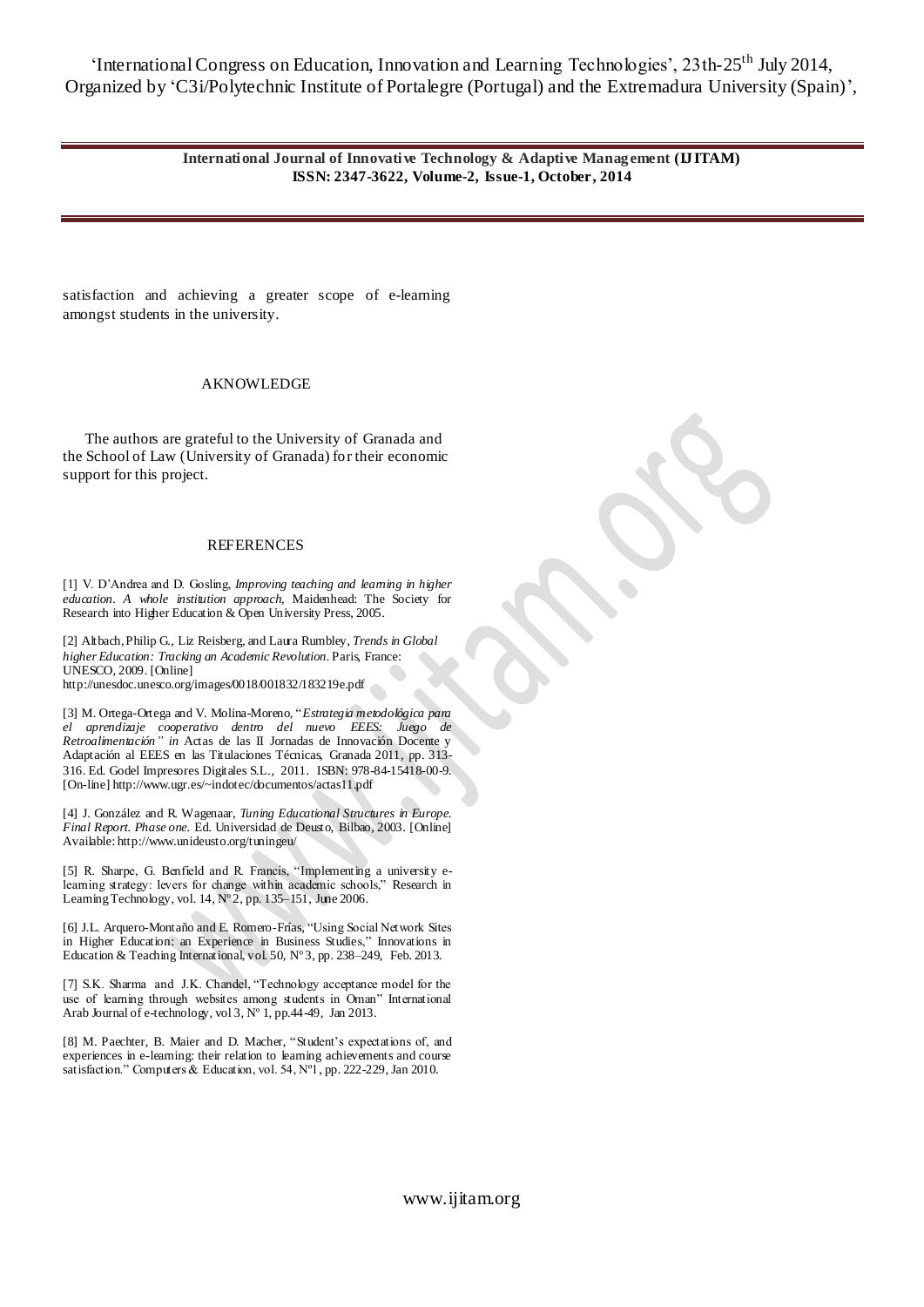satisfaction and achieving a greater scope of e-learning amongst students in the university.

## AKNOWLEDGE

The authors are grateful to the University of Granada and the School of Law (University of Granada) for their economic support for this project.

## REFERENCES

[1] V. D'Andrea and D. Gosling, *Improving teaching and learning in higher education. A whole institution approach*, Maidenhead: The Society for Research into Higher Education & Open University Press, 2005.

[2] Altbach, Philip G., Liz Reisberg, and Laura Rumbley, *Trends in Global higher Education: Tracking an Academic Revolution*. Paris, France: UNESCO, 2009. [Online] http://unesdoc.unesco.org/images/0018/001832/183219e.pdf

[3] M. Ortega-Ortega and V. Molina-Moreno, "*Estrategia metodológica para el aprendizaje cooperativo dentro del nuevo EEES: Juego de Retroalimentación" in* Actas de las II Jornadas de Innovación Docente y Adaptación al EEES en las Titulaciones Técnicas, Granada 2011, pp. 313-316. Ed. Godel Impresores Digitales S.L., 2011. ISBN: 978-84-15418-00-9. [On-line] http://www.ugr.es/~indotec/documentos/actas11.pdf

[4] J. González and R. Wagenaar, *Tuning Educational Structures in Europe. Final Report. Phase one.* Ed. Universidad de Deusto, Bilbao, 2003. [Online] Available: http://www.unideusto.org/tuningeu/

[5] R. Sharpe, G. Benfield and R. Francis, "Implementing a university e-learning strategy: levers for change within academic schools," Research in Learning Technology, vol. 14, Nº 2, pp. 135–151, June 2006.

[6] J.L. Arquero-Montaño and E. Romero-Frías, "Using Social Network Sites in Higher Education: an Experience in Business Studies," Innovations in Education & Teaching International, vol. 50, Nº 3, pp. 238–249, Feb. 2013.

[7] S.K. Sharma and J.K. Chandel, "Technology acceptance model for the use of learning through websites among students in Oman" International Arab Journal of e-technology, vol 3, Nº 1, pp.44-49, Jan 2013.

[8] M. Paechter, B. Maier and D. Macher, "Student's expectations of, and experiences in e-learning: their relation to learning achievements and course satisfaction." Computers & Education, vol. 54, Nº1, pp. 222-229, Jan 2010.